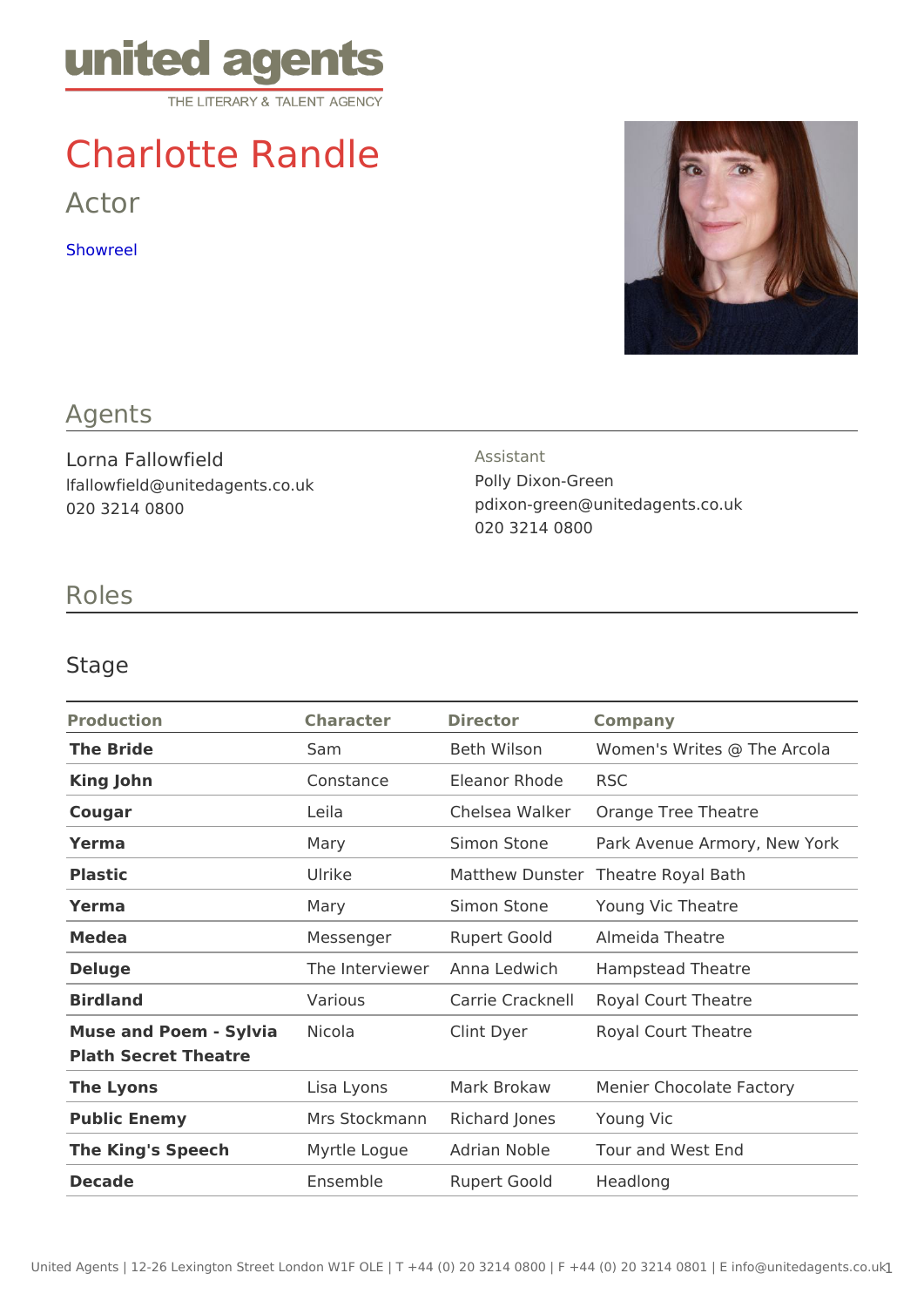united agents
THE LITERARY & TALENT AGENCY

# Charlotte Randle

Actor

Showreel

## Agents

Lorna Fallowfield
lfallowfield@unitedagents.co.uk
020 3214 0800

Assistant
Polly Dixon-Green
pdixon-green@unitedagents.co.uk
020 3214 0800

## Roles

### Stage

| Production | Character | Director | Company |
| --- | --- | --- | --- |
| **The Bride** | Sam | Beth Wilson | Women's Writes @ The Arcola |
| **King John** | Constance | Eleanor Rhode | RSC |
| **Cougar** | Leila | Chelsea Walker | Orange Tree Theatre |
| **Yerma** | Mary | Simon Stone | Park Avenue Armory, New York |
| **Plastic** | Ulrike | Matthew Dunster | Theatre Royal Bath |
| **Yerma** | Mary | Simon Stone | Young Vic Theatre |
| **Medea** | Messenger | Rupert Goold | Almeida Theatre |
| **Deluge** | The Interviewer | Anna Ledwich | Hampstead Theatre |
| **Birdland** | Various | Carrie Cracknell | Royal Court Theatre |
| **Muse and Poem - Sylvia Plath Secret Theatre** | Nicola | Clint Dyer | Royal Court Theatre |
| **The Lyons** | Lisa Lyons | Mark Brokaw | Menier Chocolate Factory |
| **Public Enemy** | Mrs Stockmann | Richard Jones | Young Vic |
| **The King's Speech** | Myrtle Logue | Adrian Noble | Tour and West End |
| **Decade** | Ensemble | Rupert Goold | Headlong |

United Agents | 12-26 Lexington Street London W1F OLE | T +44 (0) 20 3214 0800 | F +44 (0) 20 3214 0801 | E info@unitedagents.co.uk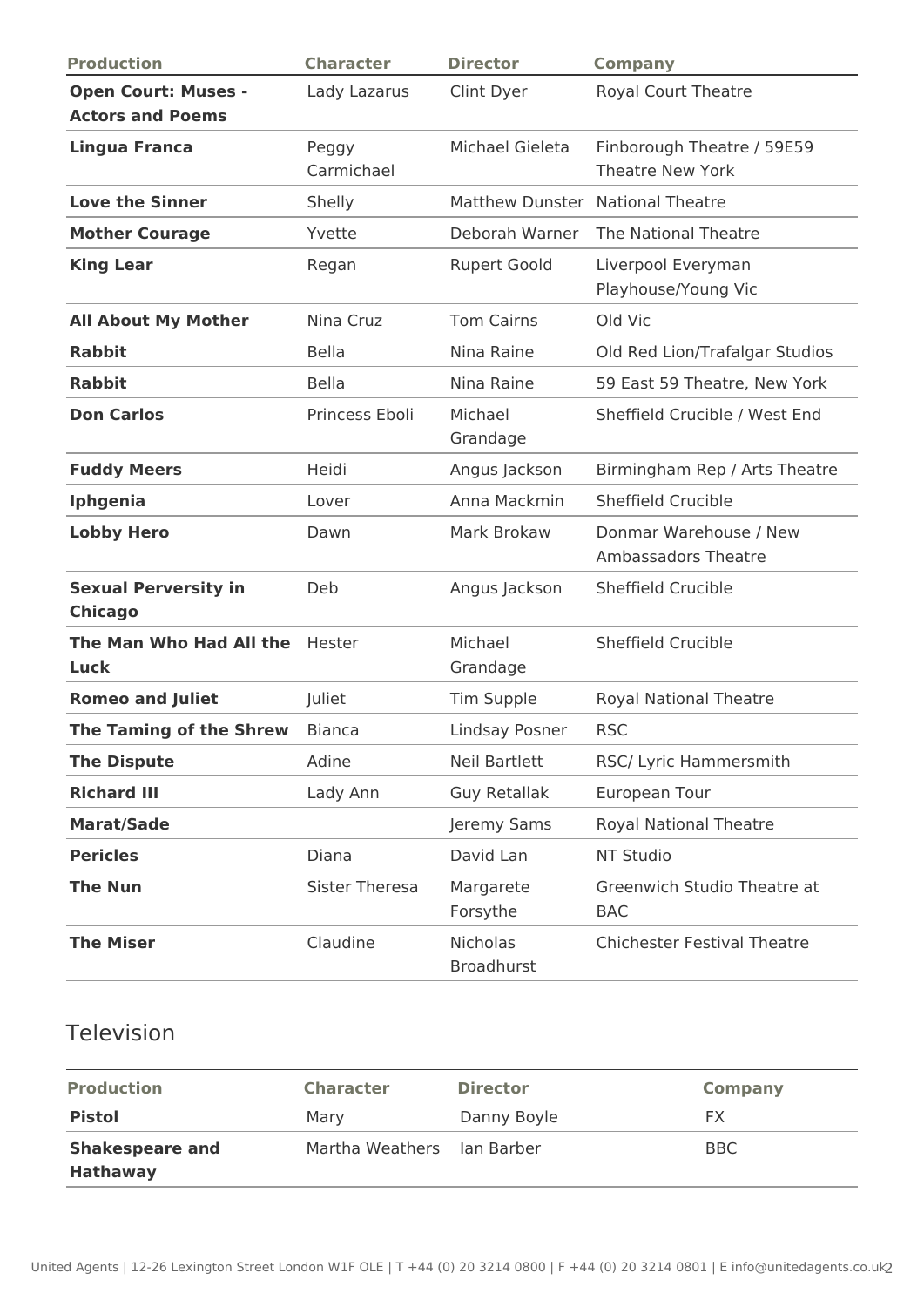| Production | Character | Director | Company |
|---|---|---|---|
| **Open Court: Muses - Actors and Poems** | Lady Lazarus | Clint Dyer | Royal Court Theatre |
| **Lingua Franca** | Peggy Carmichael | Michael Gieleta | Finborough Theatre / 59E59 Theatre New York |
| **Love the Sinner** | Shelly | Matthew Dunster | National Theatre |
| **Mother Courage** | Yvette | Deborah Warner | The National Theatre |
| **King Lear** | Regan | Rupert Goold | Liverpool Everyman Playhouse/Young Vic |
| **All About My Mother** | Nina Cruz | Tom Cairns | Old Vic |
| **Rabbit** | Bella | Nina Raine | Old Red Lion/Trafalgar Studios |
| **Rabbit** | Bella | Nina Raine | 59 East 59 Theatre, New York |
| **Don Carlos** | Princess Eboli | Michael Grandage | Sheffield Crucible / West End |
| **Fuddy Meers** | Heidi | Angus Jackson | Birmingham Rep / Arts Theatre |
| **Iphgenia** | Lover | Anna Mackmin | Sheffield Crucible |
| **Lobby Hero** | Dawn | Mark Brokaw | Donmar Warehouse / New Ambassadors Theatre |
| **Sexual Perversity in Chicago** | Deb | Angus Jackson | Sheffield Crucible |
| **The Man Who Had All the Luck** | Hester | Michael Grandage | Sheffield Crucible |
| **Romeo and Juliet** | Juliet | Tim Supple | Royal National Theatre |
| **The Taming of the Shrew** | Bianca | Lindsay Posner | RSC |
| **The Dispute** | Adine | Neil Bartlett | RSC/ Lyric Hammersmith |
| **Richard III** | Lady Ann | Guy Retallak | European Tour |
| **Marat/Sade** | | Jeremy Sams | Royal National Theatre |
| **Pericles** | Diana | David Lan | NT Studio |
| **The Nun** | Sister Theresa | Margarete Forsythe | Greenwich Studio Theatre at BAC |
| **The Miser** | Claudine | Nicholas Broadhurst | Chichester Festival Theatre |

## Television

| Production | Character | Director | Company |
|---|---|---|---|
| **Pistol** | Mary | Danny Boyle | FX |
| **Shakespeare and Hathaway** | Martha Weathers | Ian Barber | BBC |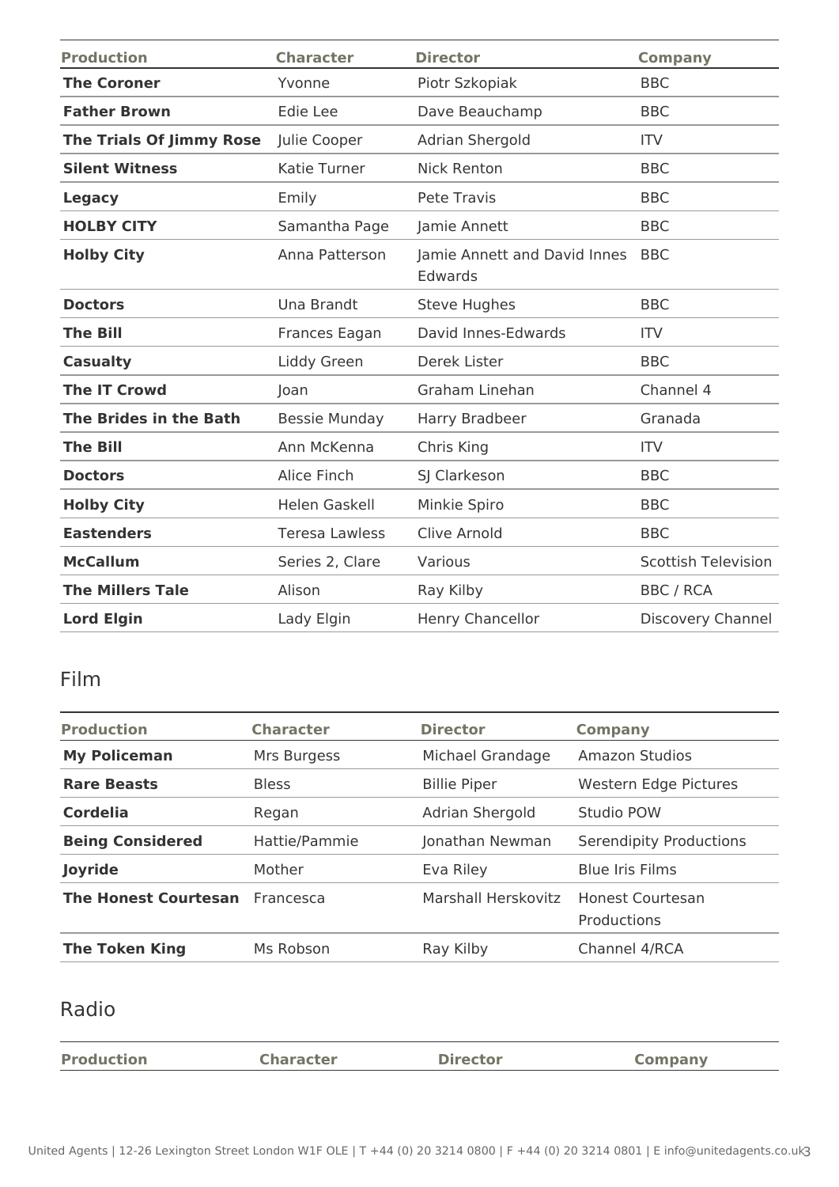| Production | Character | Director | Company |
|---|---|---|---|
| **The Coroner** | Yvonne | Piotr Szkopiak | BBC |
| **Father Brown** | Edie Lee | Dave Beauchamp | BBC |
| **The Trials Of Jimmy Rose** | Julie Cooper | Adrian Shergold | ITV |
| **Silent Witness** | Katie Turner | Nick Renton | BBC |
| **Legacy** | Emily | Pete Travis | BBC |
| **HOLBY CITY** | Samantha Page | Jamie Annett | BBC |
| **Holby City** | Anna Patterson | Jamie Annett and David Innes Edwards | BBC |
| **Doctors** | Una Brandt | Steve Hughes | BBC |
| **The Bill** | Frances Eagan | David Innes-Edwards | ITV |
| **Casualty** | Liddy Green | Derek Lister | BBC |
| **The IT Crowd** | Joan | Graham Linehan | Channel 4 |
| **The Brides in the Bath** | Bessie Munday | Harry Bradbeer | Granada |
| **The Bill** | Ann McKenna | Chris King | ITV |
| **Doctors** | Alice Finch | SJ Clarkeson | BBC |
| **Holby City** | Helen Gaskell | Minkie Spiro | BBC |
| **Eastenders** | Teresa Lawless | Clive Arnold | BBC |
| **McCallum** | Series 2, Clare | Various | Scottish Television |
| **The Millers Tale** | Alison | Ray Kilby | BBC / RCA |
| **Lord Elgin** | Lady Elgin | Henry Chancellor | Discovery Channel |

## Film

| Production | Character | Director | Company |
|---|---|---|---|
| **My Policeman** | Mrs Burgess | Michael Grandage | Amazon Studios |
| **Rare Beasts** | Bless | Billie Piper | Western Edge Pictures |
| **Cordelia** | Regan | Adrian Shergold | Studio POW |
| **Being Considered** | Hattie/Pammie | Jonathan Newman | Serendipity Productions |
| **Joyride** | Mother | Eva Riley | Blue Iris Films |
| **The Honest Courtesan** | Francesca | Marshall Herskovitz | Honest Courtesan Productions |
| **The Token King** | Ms Robson | Ray Kilby | Channel 4/RCA |

## Radio

| Production | Character | Director | Company |
|---|---|---|---|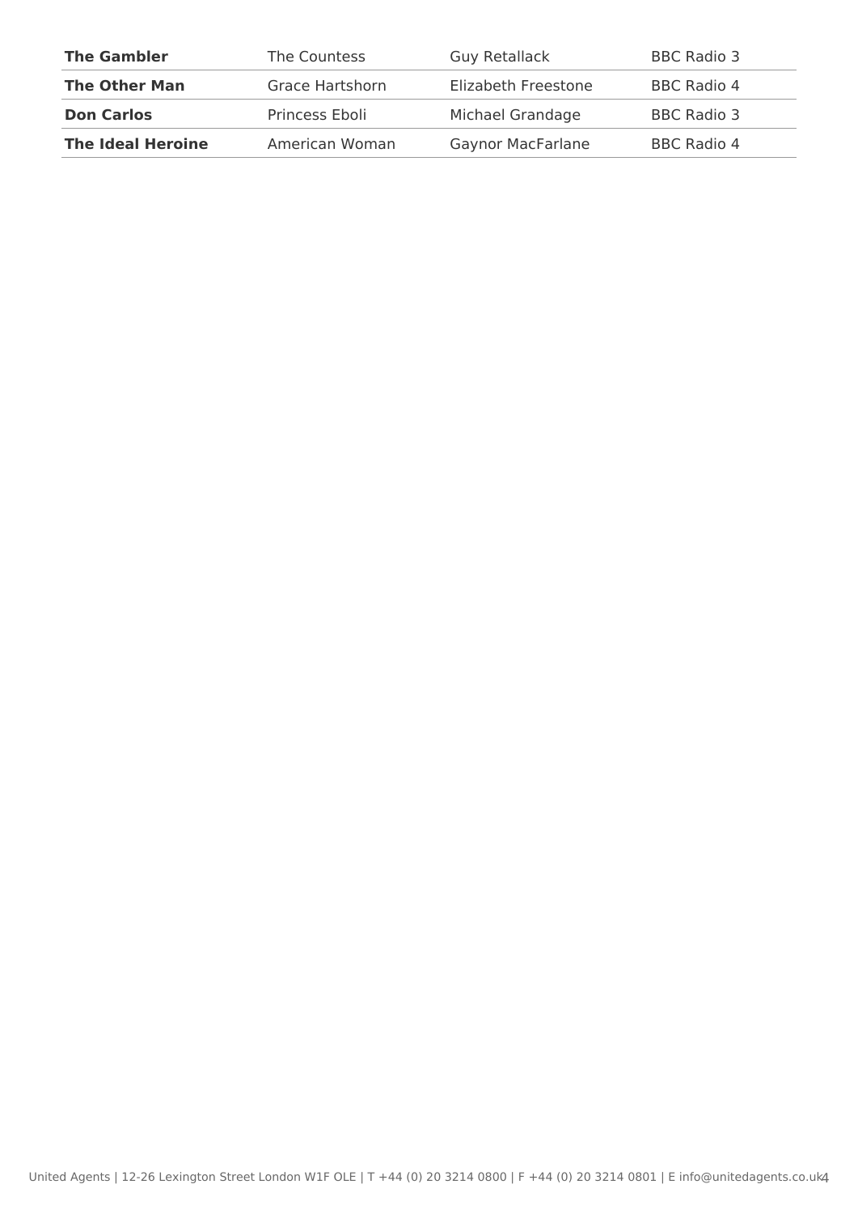| | | | |
|---|---|---|---|
| **The Gambler** | The Countess | Guy Retallack | BBC Radio 3 |
| **The Other Man** | Grace Hartshorn | Elizabeth Freestone | BBC Radio 4 |
| **Don Carlos** | Princess Eboli | Michael Grandage | BBC Radio 3 |
| **The Ideal Heroine** | American Woman | Gaynor MacFarlane | BBC Radio 4 |